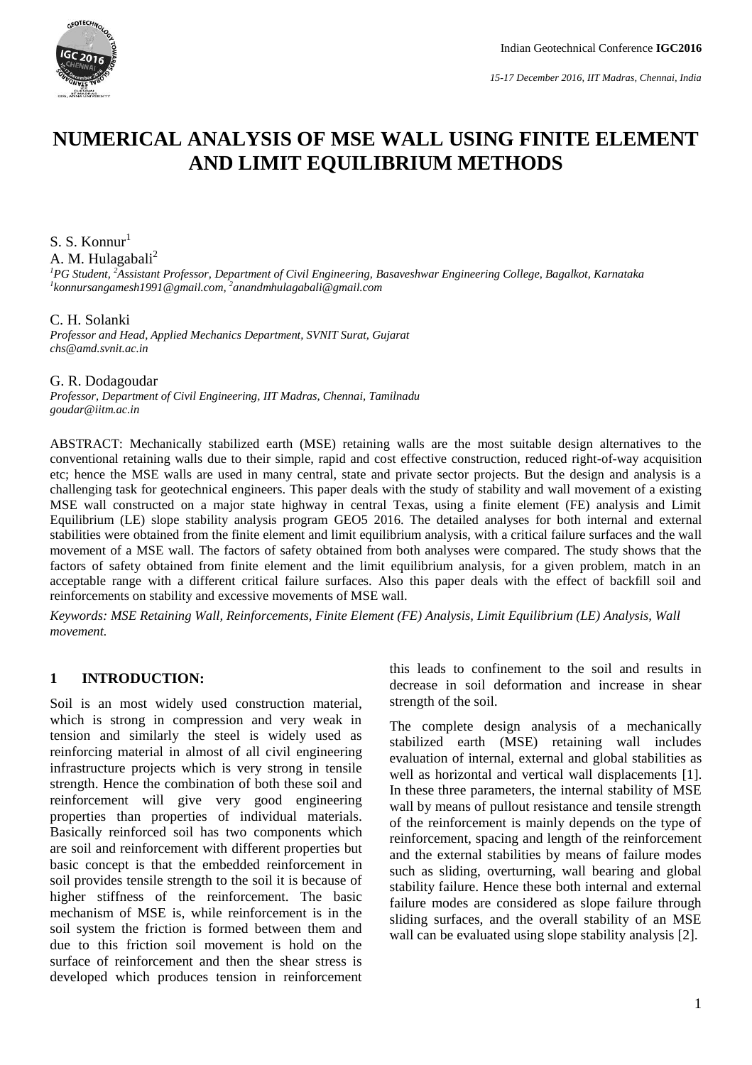# NUMERICAL ANALYSIS OF MSE WALL USING FINITE ELEMENT AND LIMIT EQUILIBRIUM METHODS

S. S. Konnur[1]

A. M. Hulagabali[2]

*[1]PG Student, [2]Assistant Professor, Department of Civil Engineering, Basaveshwar Engineering College, Bagalkot, Karnataka*
*[1]konnursangamesh1991@gmail.com, [2]anandmhulagabali@gmail.com*

C. H. Solanki

*Professor and Head, Applied Mechanics Department, SVNIT Surat, Gujarat*
*chs@amd.svnit.ac.in*

G. R. Dodagoudar

*Professor, Department of Civil Engineering, IIT Madras, Chennai, Tamilnadu*
*goudar@iitm.ac.in*

ABSTRACT: Mechanically stabilized earth (MSE) retaining walls are the most suitable design alternatives to the conventional retaining walls due to their simple, rapid and cost effective construction, reduced right-of-way acquisition etc; hence the MSE walls are used in many central, state and private sector projects. But the design and analysis is a challenging task for geotechnical engineers. This paper deals with the study of stability and wall movement of a existing MSE wall constructed on a major state highway in central Texas, using a finite element (FE) analysis and Limit Equilibrium (LE) slope stability analysis program GEO5 2016. The detailed analyses for both internal and external stabilities were obtained from the finite element and limit equilibrium analysis, with a critical failure surfaces and the wall movement of a MSE wall. The factors of safety obtained from both analyses were compared. The study shows that the factors of safety obtained from finite element and the limit equilibrium analysis, for a given problem, match in an acceptable range with a different critical failure surfaces. Also this paper deals with the effect of backfill soil and reinforcements on stability and excessive movements of MSE wall.

*Keywords: MSE Retaining Wall, Reinforcements, Finite Element (FE) Analysis, Limit Equilibrium (LE) Analysis, Wall movement.*

## 1 INTRODUCTION:

Soil is an most widely used construction material, which is strong in compression and very weak in tension and similarly the steel is widely used as reinforcing material in almost of all civil engineering infrastructure projects which is very strong in tensile strength. Hence the combination of both these soil and reinforcement will give very good engineering properties than properties of individual materials. Basically reinforced soil has two components which are soil and reinforcement with different properties but basic concept is that the embedded reinforcement in soil provides tensile strength to the soil it is because of higher stiffness of the reinforcement. The basic mechanism of MSE is, while reinforcement is in the soil system the friction is formed between them and due to this friction soil movement is hold on the surface of reinforcement and then the shear stress is developed which produces tension in reinforcement this leads to confinement to the soil and results in decrease in soil deformation and increase in shear strength of the soil.

The complete design analysis of a mechanically stabilized earth (MSE) retaining wall includes evaluation of internal, external and global stabilities as well as horizontal and vertical wall displacements [1]. In these three parameters, the internal stability of MSE wall by means of pullout resistance and tensile strength of the reinforcement is mainly depends on the type of reinforcement, spacing and length of the reinforcement and the external stabilities by means of failure modes such as sliding, overturning, wall bearing and global stability failure. Hence these both internal and external failure modes are considered as slope failure through sliding surfaces, and the overall stability of an MSE wall can be evaluated using slope stability analysis [2].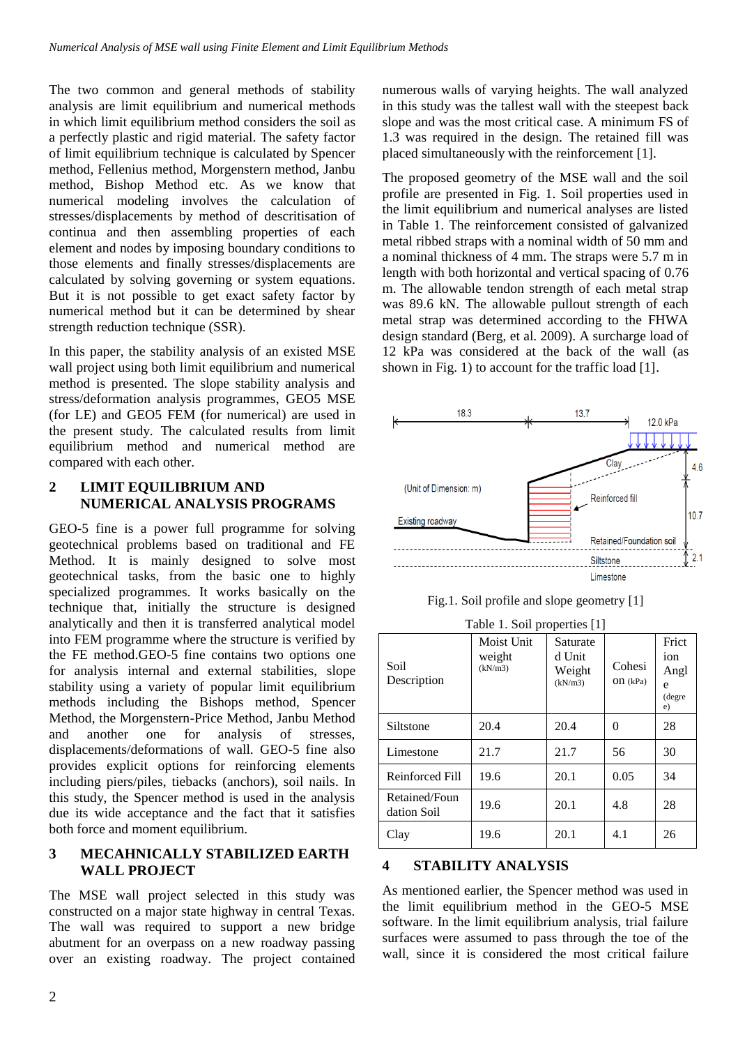The two common and general methods of stability analysis are limit equilibrium and numerical methods in which limit equilibrium method considers the soil as a perfectly plastic and rigid material. The safety factor of limit equilibrium technique is calculated by Spencer method, Fellenius method, Morgenstern method, Janbu method, Bishop Method etc. As we know that numerical modeling involves the calculation of stresses/displacements by method of descritisation of continua and then assembling properties of each element and nodes by imposing boundary conditions to those elements and finally stresses/displacements are calculated by solving governing or system equations. But it is not possible to get exact safety factor by numerical method but it can be determined by shear strength reduction technique (SSR).

In this paper, the stability analysis of an existed MSE wall project using both limit equilibrium and numerical method is presented. The slope stability analysis and stress/deformation analysis programmes, GEO5 MSE (for LE) and GEO5 FEM (for numerical) are used in the present study. The calculated results from limit equilibrium method and numerical method are compared with each other.

## 2 LIMIT EQUILIBRIUM AND NUMERICAL ANALYSIS PROGRAMS

GEO-5 fine is a power full programme for solving geotechnical problems based on traditional and FE Method. It is mainly designed to solve most geotechnical tasks, from the basic one to highly specialized programmes. It works basically on the technique that, initially the structure is designed analytically and then it is transferred analytical model into FEM programme where the structure is verified by the FE method.GEO-5 fine contains two options one for analysis internal and external stabilities, slope stability using a variety of popular limit equilibrium methods including the Bishops method, Spencer Method, the Morgenstern-Price Method, Janbu Method and another one for analysis of stresses, displacements/deformations of wall. GEO-5 fine also provides explicit options for reinforcing elements including piers/piles, tiebacks (anchors), soil nails. In this study, the Spencer method is used in the analysis due its wide acceptance and the fact that it satisfies both force and moment equilibrium.

## 3 MECAHNICALLY STABILIZED EARTH WALL PROJECT

The MSE wall project selected in this study was constructed on a major state highway in central Texas. The wall was required to support a new bridge abutment for an overpass on a new roadway passing over an existing roadway. The project contained numerous walls of varying heights. The wall analyzed in this study was the tallest wall with the steepest back slope and was the most critical case. A minimum FS of 1.3 was required in the design. The retained fill was placed simultaneously with the reinforcement [1].

The proposed geometry of the MSE wall and the soil profile are presented in Fig. 1. Soil properties used in the limit equilibrium and numerical analyses are listed in Table 1. The reinforcement consisted of galvanized metal ribbed straps with a nominal width of 50 mm and a nominal thickness of 4 mm. The straps were 5.7 m in length with both horizontal and vertical spacing of 0.76 m. The allowable tendon strength of each metal strap was 89.6 kN. The allowable pullout strength of each metal strap was determined according to the FHWA design standard (Berg, et al. 2009). A surcharge load of 12 kPa was considered at the back of the wall (as shown in Fig. 1) to account for the traffic load [1].

Fig.1. Soil profile and slope geometry [1]

Table 1. Soil properties [1]

| Soil Description | Moist Unit weight (kN/m3) | Saturated Unit Weight (kN/m3) | Cohesion (kPa) | Friction Angle (degree) |
|---|---|---|---|---|
| Siltstone | 20.4 | 20.4 | 0 | 28 |
| Limestone | 21.7 | 21.7 | 56 | 30 |
| Reinforced Fill | 19.6 | 20.1 | 0.05 | 34 |
| Retained/Foundation Soil | 19.6 | 20.1 | 4.8 | 28 |
| Clay | 19.6 | 20.1 | 4.1 | 26 |

## 4 STABILITY ANALYSIS

As mentioned earlier, the Spencer method was used in the limit equilibrium method in the GEO-5 MSE software. In the limit equilibrium analysis, trial failure surfaces were assumed to pass through the toe of the wall, since it is considered the most critical failure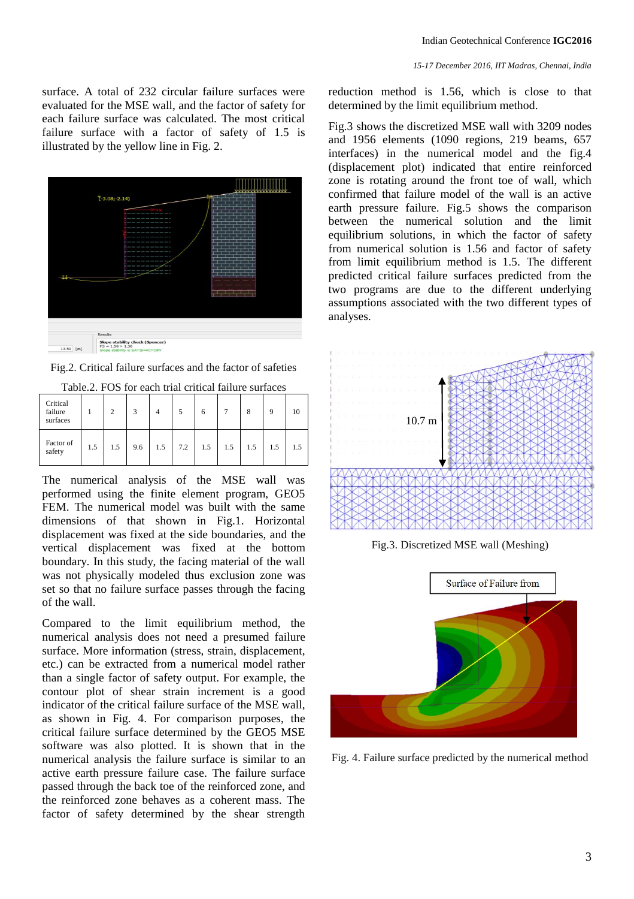surface. A total of 232 circular failure surfaces were evaluated for the MSE wall, and the factor of safety for each failure surface was calculated. The most critical failure surface with a factor of safety of 1.5 is illustrated by the yellow line in Fig. 2.

Fig.2. Critical failure surfaces and the factor of safeties

Table.2. FOS for each trial critical failure surfaces

| Critical failure surfaces | 1 | 2 | 3 | 4 | 5 | 6 | 7 | 8 | 9 | 10 |
|---|---|---|---|---|---|---|---|---|---|---|
| Factor of safety | 1.5 | 1.5 | 9.6 | 1.5 | 7.2 | 1.5 | 1.5 | 1.5 | 1.5 | 1.5 |

The numerical analysis of the MSE wall was performed using the finite element program, GEO5 FEM. The numerical model was built with the same dimensions of that shown in Fig.1. Horizontal displacement was fixed at the side boundaries, and the vertical displacement was fixed at the bottom boundary. In this study, the facing material of the wall was not physically modeled thus exclusion zone was set so that no failure surface passes through the facing of the wall.

Compared to the limit equilibrium method, the numerical analysis does not need a presumed failure surface. More information (stress, strain, displacement, etc.) can be extracted from a numerical model rather than a single factor of safety output. For example, the contour plot of shear strain increment is a good indicator of the critical failure surface of the MSE wall, as shown in Fig. 4. For comparison purposes, the critical failure surface determined by the GEO5 MSE software was also plotted. It is shown that in the numerical analysis the failure surface is similar to an active earth pressure failure case. The failure surface passed through the back toe of the reinforced zone, and the reinforced zone behaves as a coherent mass. The factor of safety determined by the shear strength reduction method is 1.56, which is close to that determined by the limit equilibrium method.

Fig.3 shows the discretized MSE wall with 3209 nodes and 1956 elements (1090 regions, 219 beams, 657 interfaces) in the numerical model and the fig.4 (displacement plot) indicated that entire reinforced zone is rotating around the front toe of wall, which confirmed that failure model of the wall is an active earth pressure failure. Fig.5 shows the comparison between the numerical solution and the limit equilibrium solutions, in which the factor of safety from numerical solution is 1.56 and factor of safety from limit equilibrium method is 1.5. The different predicted critical failure surfaces predicted from the two programs are due to the different underlying assumptions associated with the two different types of analyses.

Fig.3. Discretized MSE wall (Meshing)

Fig. 4. Failure surface predicted by the numerical method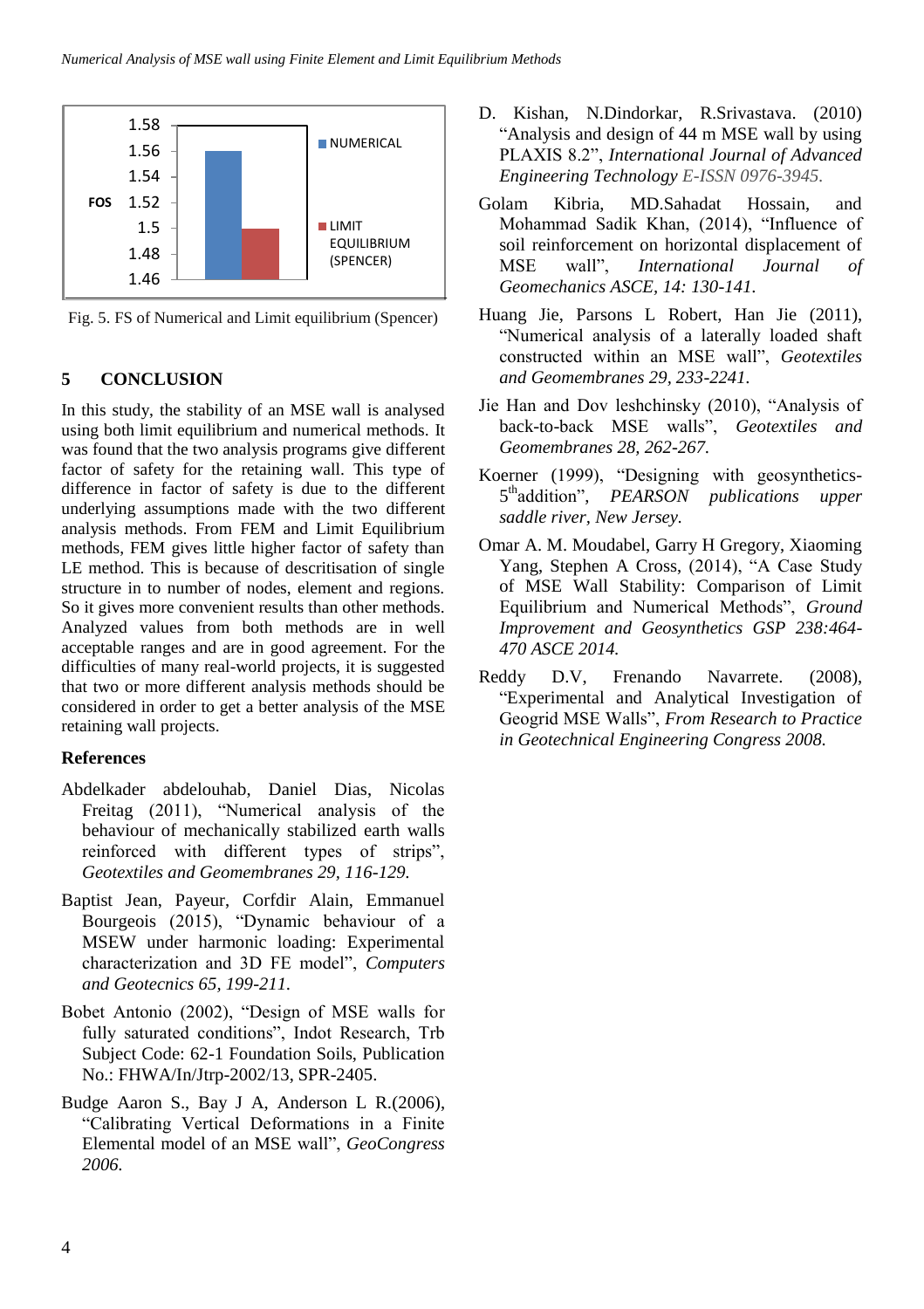1.58
1.56
1.54
FOS 1.52
1.5
1.48
1.46

NUMERICAL

LIMIT EQUILIBRIUM (SPENCER)

Fig. 5. FS of Numerical and Limit equilibrium (Spencer)

## 5 CONCLUSION

In this study, the stability of an MSE wall is analysed using both limit equilibrium and numerical methods. It was found that the two analysis programs give different factor of safety for the retaining wall. This type of difference in factor of safety is due to the different underlying assumptions made with the two different analysis methods. From FEM and Limit Equilibrium methods, FEM gives little higher factor of safety than LE method. This is because of descritisation of single structure in to number of nodes, element and regions. So it gives more convenient results than other methods. Analyzed values from both methods are in well acceptable ranges and are in good agreement. For the difficulties of many real-world projects, it is suggested that two or more different analysis methods should be considered in order to get a better analysis of the MSE retaining wall projects.

### References

Abdelkader abdelouhab, Daniel Dias, Nicolas Freitag (2011), "Numerical analysis of the behaviour of mechanically stabilized earth walls reinforced with different types of strips", *Geotextiles and Geomembranes 29, 116-129.*

Baptist Jean, Payeur, Corfdir Alain, Emmanuel Bourgeois (2015), "Dynamic behaviour of a MSEW under harmonic loading: Experimental characterization and 3D FE model", *Computers and Geotecnics 65, 199-211.*

Bobet Antonio (2002), "Design of MSE walls for fully saturated conditions", Indot Research, Trb Subject Code: 62-1 Foundation Soils, Publication No.: FHWA/In/Jtrp-2002/13, SPR-2405.

Budge Aaron S., Bay J A, Anderson L R.(2006), "Calibrating Vertical Deformations in a Finite Elemental model of an MSE wall", *GeoCongress 2006.*

D. Kishan, N.Dindorkar, R.Srivastava. (2010) "Analysis and design of 44 m MSE wall by using PLAXIS 8.2", *International Journal of Advanced Engineering Technology E-ISSN 0976-3945.*

Golam Kibria, MD.Sahadat Hossain, and Mohammad Sadik Khan, (2014), "Influence of soil reinforcement on horizontal displacement of MSE wall", *International Journal of Geomechanics ASCE, 14: 130-141.*

Huang Jie, Parsons L Robert, Han Jie (2011), "Numerical analysis of a laterally loaded shaft constructed within an MSE wall", *Geotextiles and Geomembranes 29, 233-2241.*

Jie Han and Dov leshchinsky (2010), "Analysis of back-to-back MSE walls", *Geotextiles and Geomembranes 28, 262-267.*

Koerner (1999), "Designing with geosynthetics-5th addition", *PEARSON publications upper saddle river, New Jersey.*

Omar A. M. Moudabel, Garry H Gregory, Xiaoming Yang, Stephen A Cross, (2014), "A Case Study of MSE Wall Stability: Comparison of Limit Equilibrium and Numerical Methods", *Ground Improvement and Geosynthetics GSP 238:464-470 ASCE 2014.*

Reddy D.V, Frenando Navarrete. (2008), "Experimental and Analytical Investigation of Geogrid MSE Walls", *From Research to Practice in Geotechnical Engineering Congress 2008.*